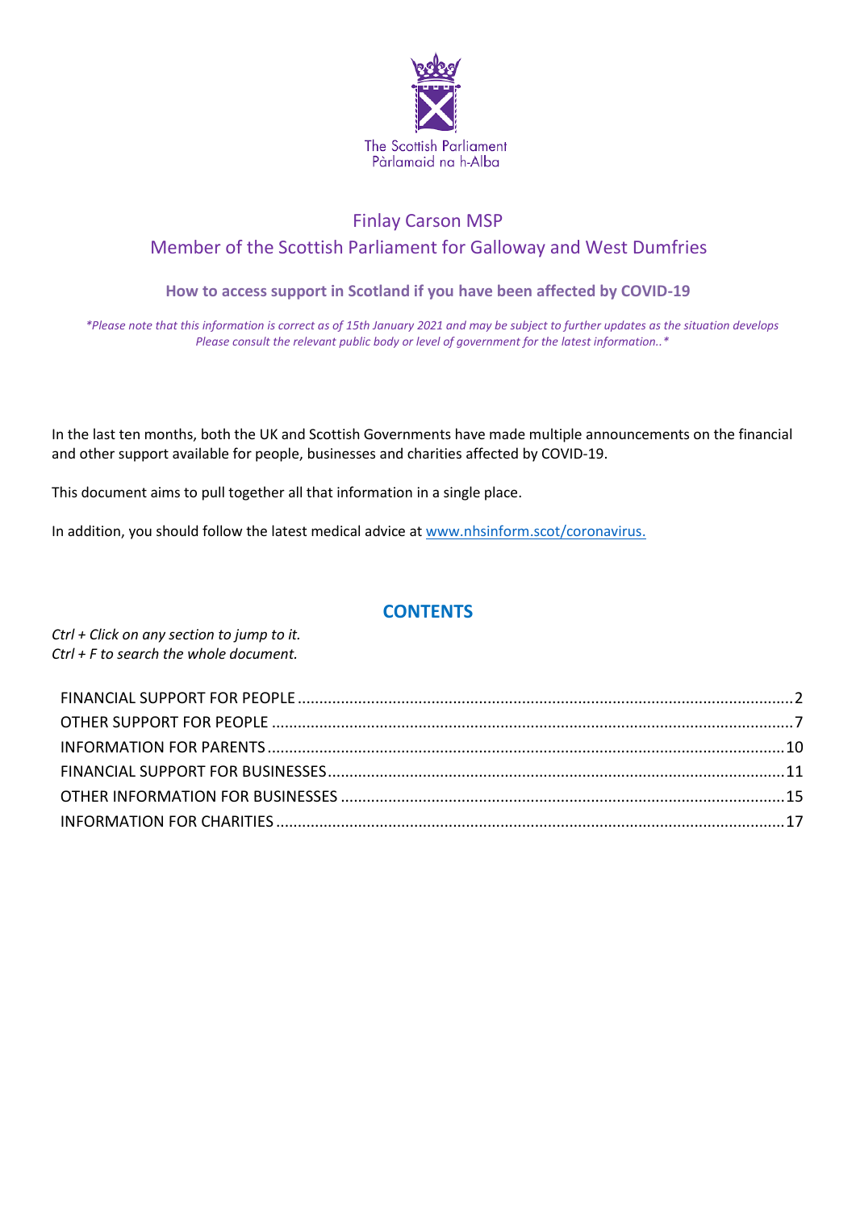The Scottish Parliament
Pàrlamaid na h-Alba

# Finlay Carson MSP

## Member of the Scottish Parliament for Galloway and West Dumfries

### How to access support in Scotland if you have been affected by COVID-19

*\*Please note that this information is correct as of 15th January 2021 and may be subject to further updates as the situation develops Please consult the relevant public body or level of government for the latest information..\**

In the last ten months, both the UK and Scottish Governments have made multiple announcements on the financial and other support available for people, businesses and charities affected by COVID-19.

This document aims to pull together all that information in a single place.

In addition, you should follow the latest medical advice at [www.nhsinform.scot/coronavirus.](http://www.nhsinform.scot/coronavirus)

## CONTENTS

*Ctrl + Click on any section to jump to it.*
*Ctrl + F to search the whole document.*

- FINANCIAL SUPPORT FOR PEOPLE ........ 2
- OTHER SUPPORT FOR PEOPLE ........ 7
- INFORMATION FOR PARENTS ........ 10
- FINANCIAL SUPPORT FOR BUSINESSES ........ 11
- OTHER INFORMATION FOR BUSINESSES ........ 15
- INFORMATION FOR CHARITIES ........ 17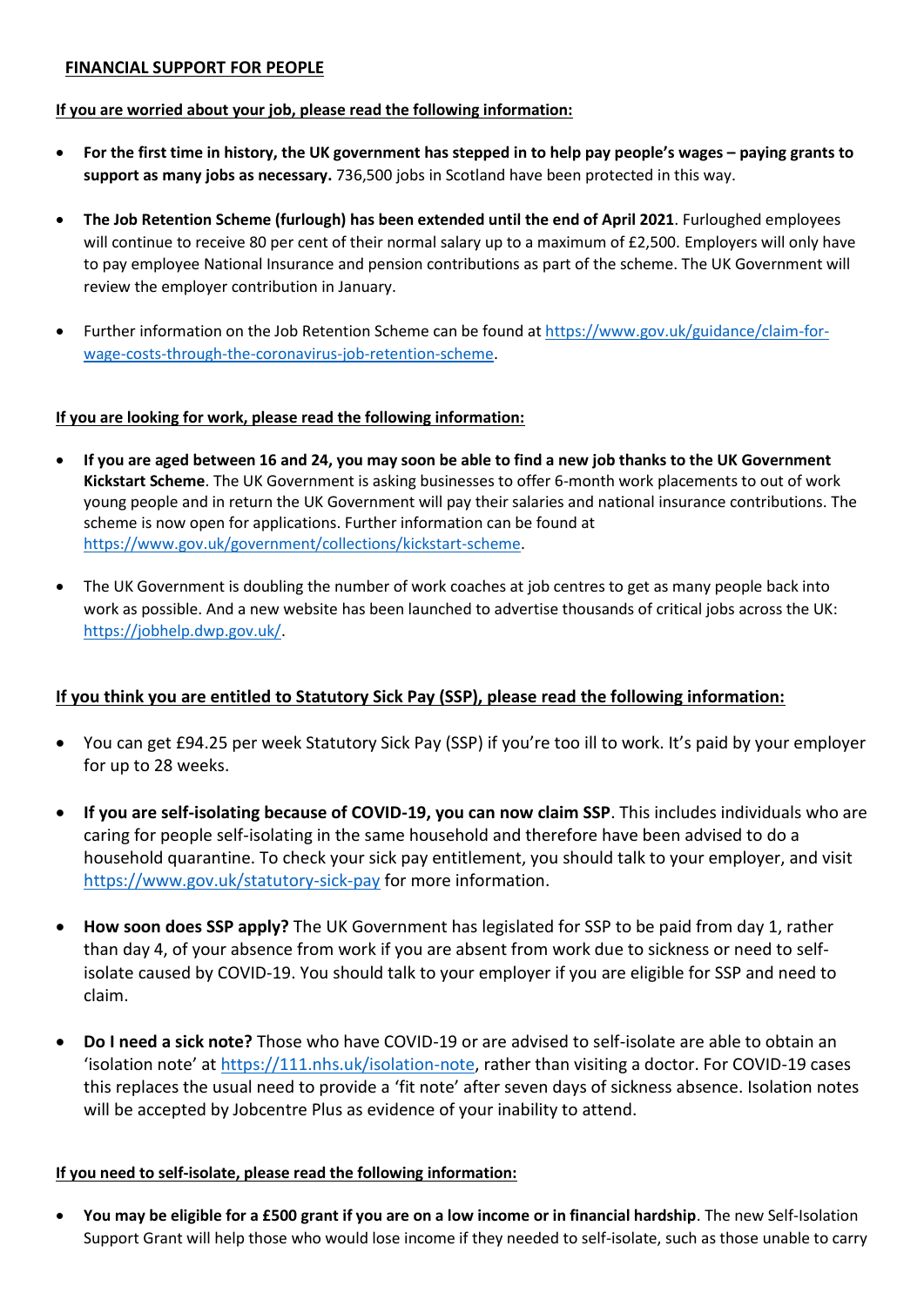## FINANCIAL SUPPORT FOR PEOPLE

**If you are worried about your job, please read the following information:**

- **For the first time in history, the UK government has stepped in to help pay people's wages – paying grants to support as many jobs as necessary.** 736,500 jobs in Scotland have been protected in this way.

- **The Job Retention Scheme (furlough) has been extended until the end of April 2021**. Furloughed employees will continue to receive 80 per cent of their normal salary up to a maximum of £2,500. Employers will only have to pay employee National Insurance and pension contributions as part of the scheme. The UK Government will review the employer contribution in January.

- Further information on the Job Retention Scheme can be found at https://www.gov.uk/guidance/claim-for-wage-costs-through-the-coronavirus-job-retention-scheme.

**If you are looking for work, please read the following information:**

- **If you are aged between 16 and 24, you may soon be able to find a new job thanks to the UK Government Kickstart Scheme**. The UK Government is asking businesses to offer 6-month work placements to out of work young people and in return the UK Government will pay their salaries and national insurance contributions. The scheme is now open for applications. Further information can be found at https://www.gov.uk/government/collections/kickstart-scheme.

- The UK Government is doubling the number of work coaches at job centres to get as many people back into work as possible. And a new website has been launched to advertise thousands of critical jobs across the UK: https://jobhelp.dwp.gov.uk/.

**If you think you are entitled to Statutory Sick Pay (SSP), please read the following information:**

- You can get £94.25 per week Statutory Sick Pay (SSP) if you're too ill to work. It's paid by your employer for up to 28 weeks.

- **If you are self-isolating because of COVID-19, you can now claim SSP**. This includes individuals who are caring for people self-isolating in the same household and therefore have been advised to do a household quarantine. To check your sick pay entitlement, you should talk to your employer, and visit https://www.gov.uk/statutory-sick-pay for more information.

- **How soon does SSP apply?** The UK Government has legislated for SSP to be paid from day 1, rather than day 4, of your absence from work if you are absent from work due to sickness or need to self-isolate caused by COVID-19. You should talk to your employer if you are eligible for SSP and need to claim.

- **Do I need a sick note?** Those who have COVID-19 or are advised to self-isolate are able to obtain an 'isolation note' at https://111.nhs.uk/isolation-note, rather than visiting a doctor. For COVID-19 cases this replaces the usual need to provide a 'fit note' after seven days of sickness absence. Isolation notes will be accepted by Jobcentre Plus as evidence of your inability to attend.

**If you need to self-isolate, please read the following information:**

- **You may be eligible for a £500 grant if you are on a low income or in financial hardship**. The new Self-Isolation Support Grant will help those who would lose income if they needed to self-isolate, such as those unable to carry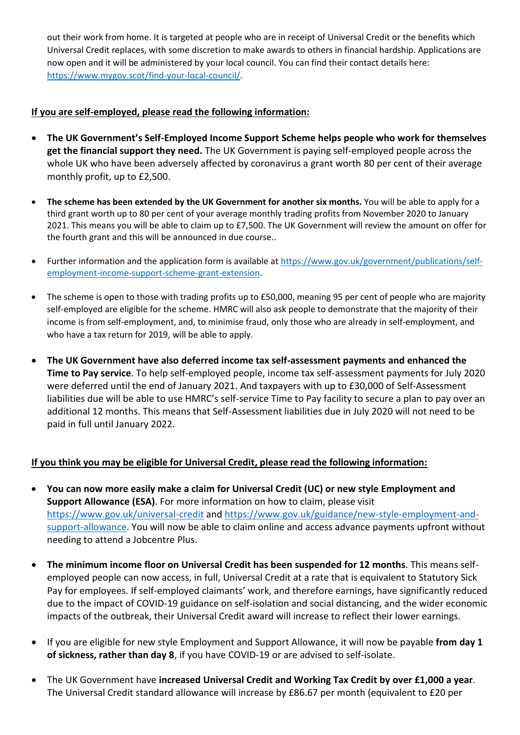out their work from home. It is targeted at people who are in receipt of Universal Credit or the benefits which Universal Credit replaces, with some discretion to make awards to others in financial hardship. Applications are now open and it will be administered by your local council. You can find their contact details here: https://www.mygov.scot/find-your-local-council/.

**If you are self-employed, please read the following information:**

- **The UK Government's Self-Employed Income Support Scheme helps people who work for themselves get the financial support they need.** The UK Government is paying self-employed people across the whole UK who have been adversely affected by coronavirus a grant worth 80 per cent of their average monthly profit, up to £2,500.

- **The scheme has been extended by the UK Government for another six months.** You will be able to apply for a third grant worth up to 80 per cent of your average monthly trading profits from November 2020 to January 2021. This means you will be able to claim up to £7,500. The UK Government will review the amount on offer for the fourth grant and this will be announced in due course..

- Further information and the application form is available at https://www.gov.uk/government/publications/self-employment-income-support-scheme-grant-extension.

- The scheme is open to those with trading profits up to £50,000, meaning 95 per cent of people who are majority self-employed are eligible for the scheme. HMRC will also ask people to demonstrate that the majority of their income is from self-employment, and, to minimise fraud, only those who are already in self-employment, and who have a tax return for 2019, will be able to apply.

- **The UK Government have also deferred income tax self-assessment payments and enhanced the Time to Pay service**. To help self-employed people, income tax self-assessment payments for July 2020 were deferred until the end of January 2021. And taxpayers with up to £30,000 of Self-Assessment liabilities due will be able to use HMRC's self-service Time to Pay facility to secure a plan to pay over an additional 12 months. This means that Self-Assessment liabilities due in July 2020 will not need to be paid in full until January 2022.

**If you think you may be eligible for Universal Credit, please read the following information:**

- **You can now more easily make a claim for Universal Credit (UC) or new style Employment and Support Allowance (ESA)**. For more information on how to claim, please visit https://www.gov.uk/universal-credit and https://www.gov.uk/guidance/new-style-employment-and-support-allowance. You will now be able to claim online and access advance payments upfront without needing to attend a Jobcentre Plus.

- **The minimum income floor on Universal Credit has been suspended for 12 months**. This means self-employed people can now access, in full, Universal Credit at a rate that is equivalent to Statutory Sick Pay for employees. If self-employed claimants' work, and therefore earnings, have significantly reduced due to the impact of COVID-19 guidance on self-isolation and social distancing, and the wider economic impacts of the outbreak, their Universal Credit award will increase to reflect their lower earnings.

- If you are eligible for new style Employment and Support Allowance, it will now be payable **from day 1 of sickness, rather than day 8**, if you have COVID-19 or are advised to self-isolate.

- The UK Government have **increased Universal Credit and Working Tax Credit by over £1,000 a year**. The Universal Credit standard allowance will increase by £86.67 per month (equivalent to £20 per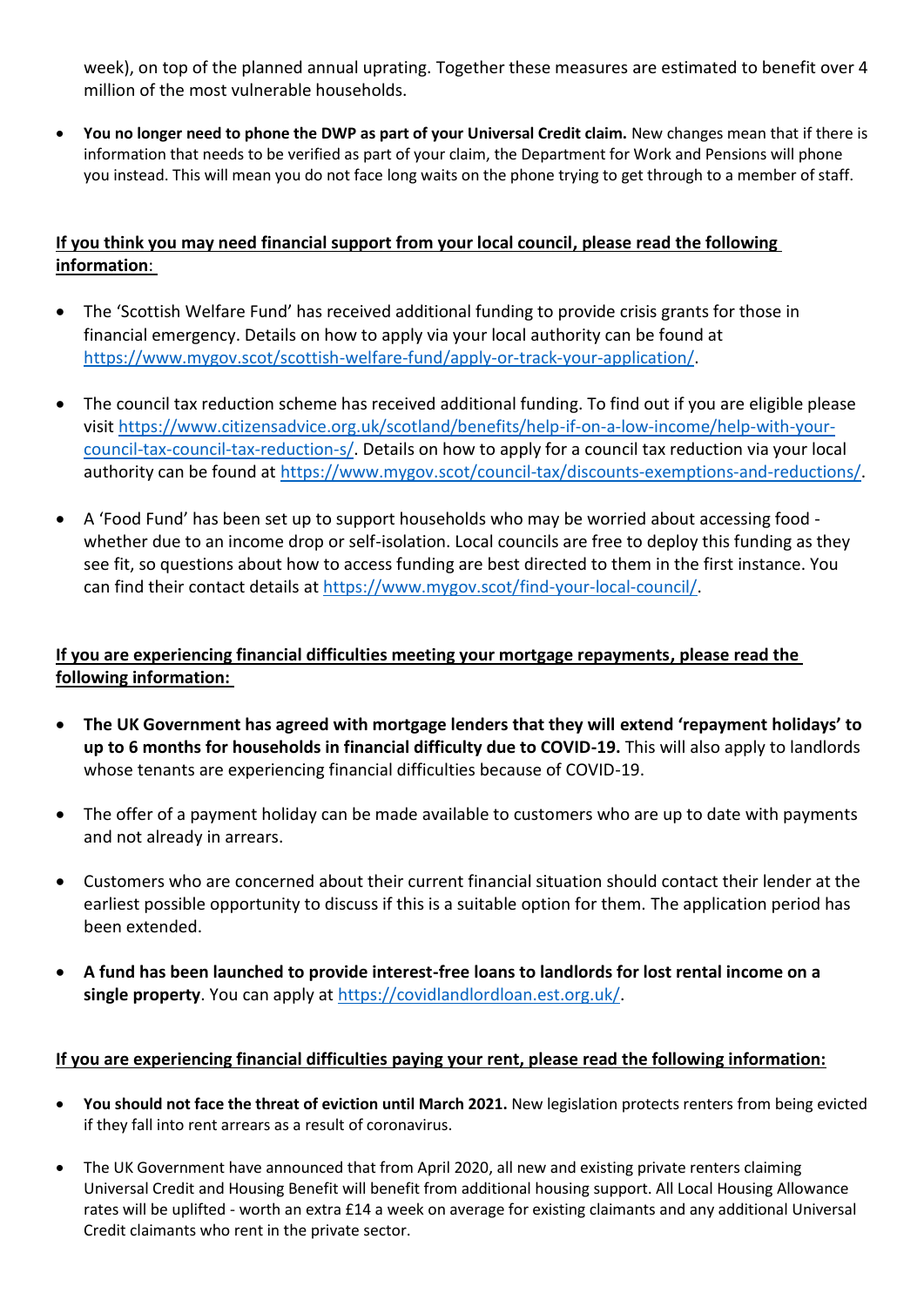week), on top of the planned annual uprating. Together these measures are estimated to benefit over 4 million of the most vulnerable households.

- **You no longer need to phone the DWP as part of your Universal Credit claim.** New changes mean that if there is information that needs to be verified as part of your claim, the Department for Work and Pensions will phone you instead. This will mean you do not face long waits on the phone trying to get through to a member of staff.

**If you think you may need financial support from your local council, please read the following information:**

- The 'Scottish Welfare Fund' has received additional funding to provide crisis grants for those in financial emergency. Details on how to apply via your local authority can be found at https://www.mygov.scot/scottish-welfare-fund/apply-or-track-your-application/.

- The council tax reduction scheme has received additional funding. To find out if you are eligible please visit https://www.citizensadvice.org.uk/scotland/benefits/help-if-on-a-low-income/help-with-your-council-tax-council-tax-reduction-s/. Details on how to apply for a council tax reduction via your local authority can be found at https://www.mygov.scot/council-tax/discounts-exemptions-and-reductions/.

- A 'Food Fund' has been set up to support households who may be worried about accessing food - whether due to an income drop or self-isolation. Local councils are free to deploy this funding as they see fit, so questions about how to access funding are best directed to them in the first instance. You can find their contact details at https://www.mygov.scot/find-your-local-council/.

**If you are experiencing financial difficulties meeting your mortgage repayments, please read the following information:**

- **The UK Government has agreed with mortgage lenders that they will extend 'repayment holidays' to up to 6 months for households in financial difficulty due to COVID-19.** This will also apply to landlords whose tenants are experiencing financial difficulties because of COVID-19.

- The offer of a payment holiday can be made available to customers who are up to date with payments and not already in arrears.

- Customers who are concerned about their current financial situation should contact their lender at the earliest possible opportunity to discuss if this is a suitable option for them. The application period has been extended.

- **A fund has been launched to provide interest-free loans to landlords for lost rental income on a single property**. You can apply at https://covidlandlordloan.est.org.uk/.

**If you are experiencing financial difficulties paying your rent, please read the following information:**

- **You should not face the threat of eviction until March 2021.** New legislation protects renters from being evicted if they fall into rent arrears as a result of coronavirus.

- The UK Government have announced that from April 2020, all new and existing private renters claiming Universal Credit and Housing Benefit will benefit from additional housing support. All Local Housing Allowance rates will be uplifted - worth an extra £14 a week on average for existing claimants and any additional Universal Credit claimants who rent in the private sector.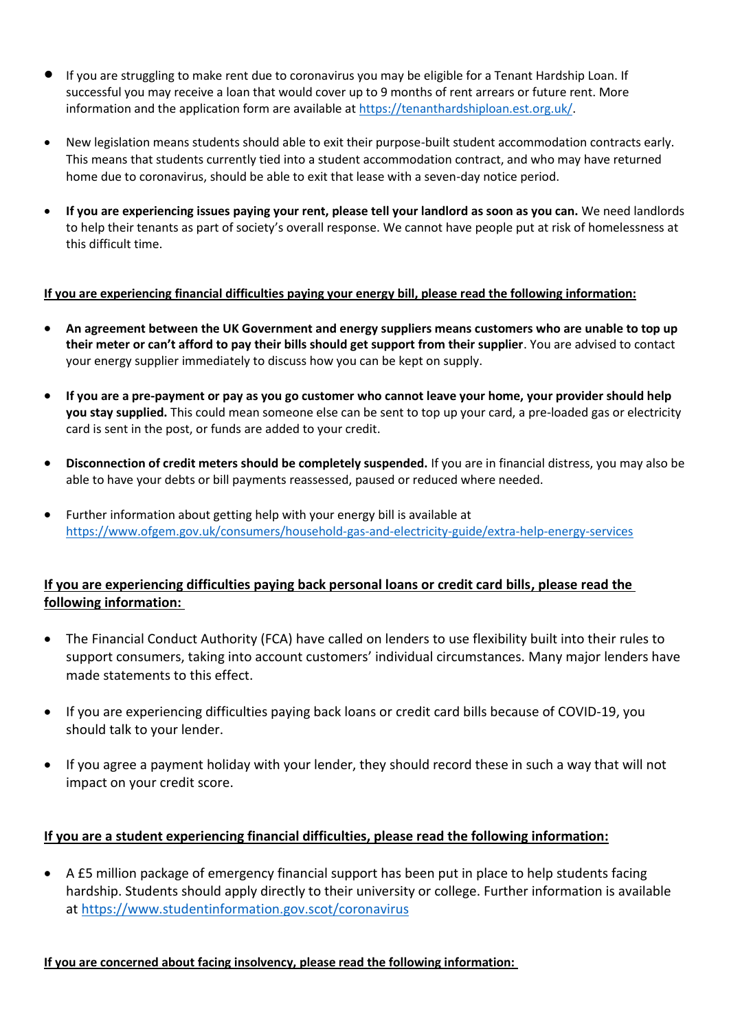- If you are struggling to make rent due to coronavirus you may be eligible for a Tenant Hardship Loan. If successful you may receive a loan that would cover up to 9 months of rent arrears or future rent. More information and the application form are available at https://tenanthardshiploan.est.org.uk/.

- New legislation means students should able to exit their purpose-built student accommodation contracts early. This means that students currently tied into a student accommodation contract, and who may have returned home due to coronavirus, should be able to exit that lease with a seven-day notice period.

- **If you are experiencing issues paying your rent, please tell your landlord as soon as you can.** We need landlords to help their tenants as part of society's overall response. We cannot have people put at risk of homelessness at this difficult time.

**If you are experiencing financial difficulties paying your energy bill, please read the following information:**

- **An agreement between the UK Government and energy suppliers means customers who are unable to top up their meter or can't afford to pay their bills should get support from their supplier**. You are advised to contact your energy supplier immediately to discuss how you can be kept on supply.

- **If you are a pre-payment or pay as you go customer who cannot leave your home, your provider should help you stay supplied.** This could mean someone else can be sent to top up your card, a pre-loaded gas or electricity card is sent in the post, or funds are added to your credit.

- **Disconnection of credit meters should be completely suspended.** If you are in financial distress, you may also be able to have your debts or bill payments reassessed, paused or reduced where needed.

- Further information about getting help with your energy bill is available at https://www.ofgem.gov.uk/consumers/household-gas-and-electricity-guide/extra-help-energy-services

**If you are experiencing difficulties paying back personal loans or credit card bills, please read the following information:**

- The Financial Conduct Authority (FCA) have called on lenders to use flexibility built into their rules to support consumers, taking into account customers' individual circumstances. Many major lenders have made statements to this effect.

- If you are experiencing difficulties paying back loans or credit card bills because of COVID-19, you should talk to your lender.

- If you agree a payment holiday with your lender, they should record these in such a way that will not impact on your credit score.

**If you are a student experiencing financial difficulties, please read the following information:**

- A £5 million package of emergency financial support has been put in place to help students facing hardship. Students should apply directly to their university or college. Further information is available at https://www.studentinformation.gov.scot/coronavirus

**If you are concerned about facing insolvency, please read the following information:**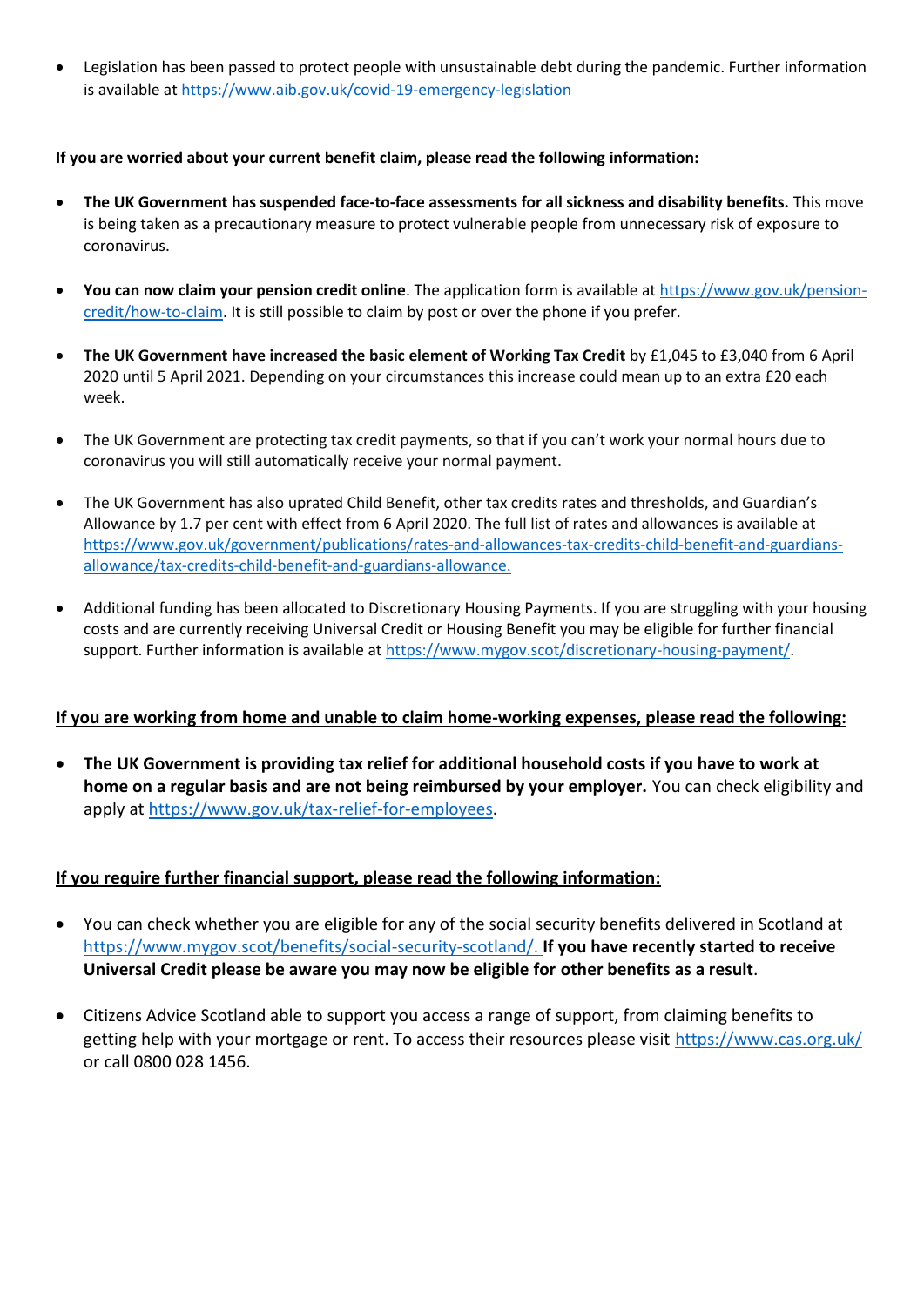- Legislation has been passed to protect people with unsustainable debt during the pandemic. Further information is available at https://www.aib.gov.uk/covid-19-emergency-legislation

**If you are worried about your current benefit claim, please read the following information:**

- **The UK Government has suspended face-to-face assessments for all sickness and disability benefits.** This move is being taken as a precautionary measure to protect vulnerable people from unnecessary risk of exposure to coronavirus.

- **You can now claim your pension credit online**. The application form is available at https://www.gov.uk/pension-credit/how-to-claim. It is still possible to claim by post or over the phone if you prefer.

- **The UK Government have increased the basic element of Working Tax Credit** by £1,045 to £3,040 from 6 April 2020 until 5 April 2021. Depending on your circumstances this increase could mean up to an extra £20 each week.

- The UK Government are protecting tax credit payments, so that if you can't work your normal hours due to coronavirus you will still automatically receive your normal payment.

- The UK Government has also uprated Child Benefit, other tax credits rates and thresholds, and Guardian's Allowance by 1.7 per cent with effect from 6 April 2020. The full list of rates and allowances is available at https://www.gov.uk/government/publications/rates-and-allowances-tax-credits-child-benefit-and-guardians-allowance/tax-credits-child-benefit-and-guardians-allowance.

- Additional funding has been allocated to Discretionary Housing Payments. If you are struggling with your housing costs and are currently receiving Universal Credit or Housing Benefit you may be eligible for further financial support. Further information is available at https://www.mygov.scot/discretionary-housing-payment/.

**If you are working from home and unable to claim home-working expenses, please read the following:**

- **The UK Government is providing tax relief for additional household costs if you have to work at home on a regular basis and are not being reimbursed by your employer.** You can check eligibility and apply at https://www.gov.uk/tax-relief-for-employees.

**If you require further financial support, please read the following information:**

- You can check whether you are eligible for any of the social security benefits delivered in Scotland at https://www.mygov.scot/benefits/social-security-scotland/. **If you have recently started to receive Universal Credit please be aware you may now be eligible for other benefits as a result**.

- Citizens Advice Scotland able to support you access a range of support, from claiming benefits to getting help with your mortgage or rent. To access their resources please visit https://www.cas.org.uk/ or call 0800 028 1456.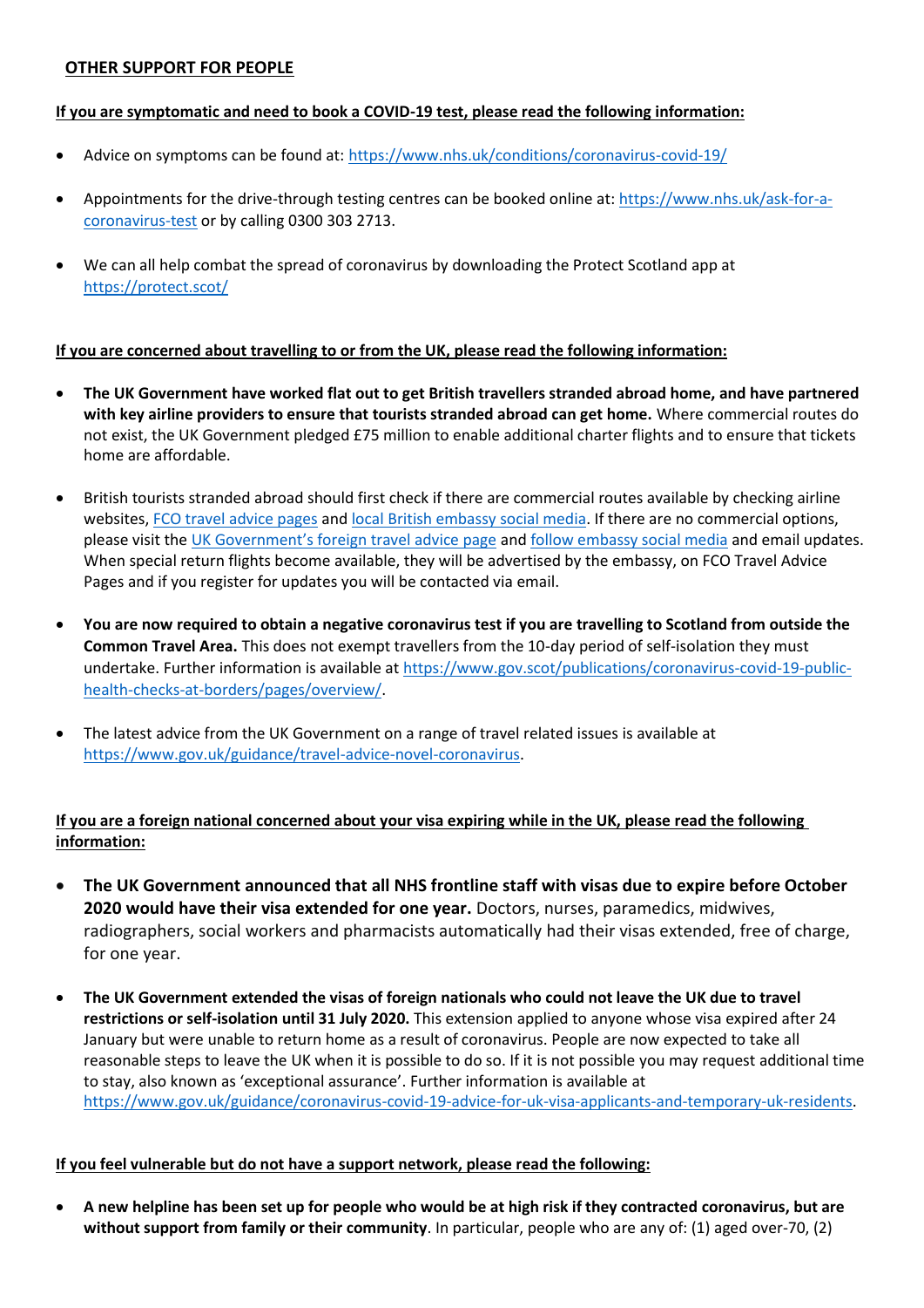## OTHER SUPPORT FOR PEOPLE

**If you are symptomatic and need to book a COVID-19 test, please read the following information:**

- Advice on symptoms can be found at: https://www.nhs.uk/conditions/coronavirus-covid-19/
- Appointments for the drive-through testing centres can be booked online at: https://www.nhs.uk/ask-for-a-coronavirus-test or by calling 0300 303 2713.
- We can all help combat the spread of coronavirus by downloading the Protect Scotland app at https://protect.scot/

**If you are concerned about travelling to or from the UK, please read the following information:**

- **The UK Government have worked flat out to get British travellers stranded abroad home, and have partnered with key airline providers to ensure that tourists stranded abroad can get home.** Where commercial routes do not exist, the UK Government pledged £75 million to enable additional charter flights and to ensure that tickets home are affordable.
- British tourists stranded abroad should first check if there are commercial routes available by checking airline websites, FCO travel advice pages and local British embassy social media. If there are no commercial options, please visit the UK Government's foreign travel advice page and follow embassy social media and email updates. When special return flights become available, they will be advertised by the embassy, on FCO Travel Advice Pages and if you register for updates you will be contacted via email.
- **You are now required to obtain a negative coronavirus test if you are travelling to Scotland from outside the Common Travel Area.** This does not exempt travellers from the 10-day period of self-isolation they must undertake. Further information is available at https://www.gov.scot/publications/coronavirus-covid-19-public-health-checks-at-borders/pages/overview/.
- The latest advice from the UK Government on a range of travel related issues is available at https://www.gov.uk/guidance/travel-advice-novel-coronavirus.

**If you are a foreign national concerned about your visa expiring while in the UK, please read the following information:**

- **The UK Government announced that all NHS frontline staff with visas due to expire before October 2020 would have their visa extended for one year.** Doctors, nurses, paramedics, midwives, radiographers, social workers and pharmacists automatically had their visas extended, free of charge, for one year.
- **The UK Government extended the visas of foreign nationals who could not leave the UK due to travel restrictions or self-isolation until 31 July 2020.** This extension applied to anyone whose visa expired after 24 January but were unable to return home as a result of coronavirus. People are now expected to take all reasonable steps to leave the UK when it is possible to do so. If it is not possible you may request additional time to stay, also known as 'exceptional assurance'. Further information is available at https://www.gov.uk/guidance/coronavirus-covid-19-advice-for-uk-visa-applicants-and-temporary-uk-residents.

**If you feel vulnerable but do not have a support network, please read the following:**

- **A new helpline has been set up for people who would be at high risk if they contracted coronavirus, but are without support from family or their community**. In particular, people who are any of: (1) aged over-70, (2)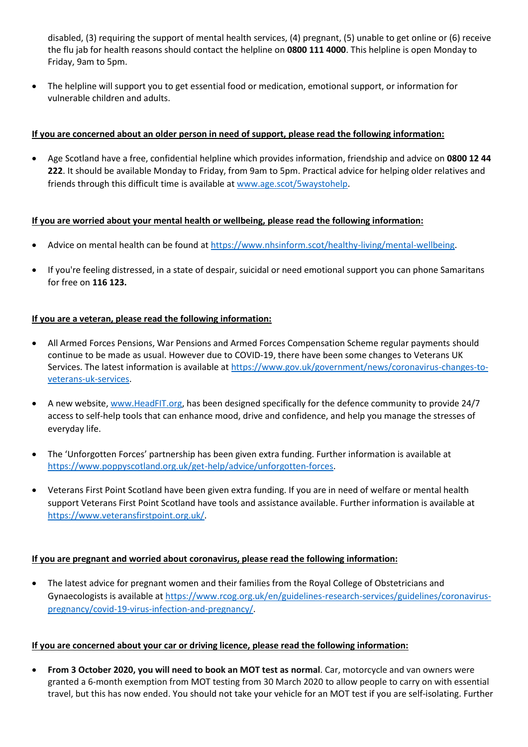disabled, (3) requiring the support of mental health services, (4) pregnant, (5) unable to get online or (6) receive the flu jab for health reasons should contact the helpline on **0800 111 4000**. This helpline is open Monday to Friday, 9am to 5pm.

- The helpline will support you to get essential food or medication, emotional support, or information for vulnerable children and adults.

**<u>If you are concerned about an older person in need of support, please read the following information:</u>**

- Age Scotland have a free, confidential helpline which provides information, friendship and advice on **0800 12 44 222**. It should be available Monday to Friday, from 9am to 5pm. Practical advice for helping older relatives and friends through this difficult time is available at [www.age.scot/5waystohelp](www.age.scot/5waystohelp).

**<u>If you are worried about your mental health or wellbeing, please read the following information:</u>**

- Advice on mental health can be found at [https://www.nhsinform.scot/healthy-living/mental-wellbeing](https://www.nhsinform.scot/healthy-living/mental-wellbeing).

- If you're feeling distressed, in a state of despair, suicidal or need emotional support you can phone Samaritans for free on **116 123.**

**<u>If you are a veteran, please read the following information:</u>**

- All Armed Forces Pensions, War Pensions and Armed Forces Compensation Scheme regular payments should continue to be made as usual. However due to COVID-19, there have been some changes to Veterans UK Services. The latest information is available at [https://www.gov.uk/government/news/coronavirus-changes-to-veterans-uk-services](https://www.gov.uk/government/news/coronavirus-changes-to-veterans-uk-services).

- A new website, [www.HeadFIT.org](www.HeadFIT.org), has been designed specifically for the defence community to provide 24/7 access to self-help tools that can enhance mood, drive and confidence, and help you manage the stresses of everyday life.

- The 'Unforgotten Forces' partnership has been given extra funding. Further information is available at [https://www.poppyscotland.org.uk/get-help/advice/unforgotten-forces](https://www.poppyscotland.org.uk/get-help/advice/unforgotten-forces).

- Veterans First Point Scotland have been given extra funding. If you are in need of welfare or mental health support Veterans First Point Scotland have tools and assistance available. Further information is available at [https://www.veteransfirstpoint.org.uk/](https://www.veteransfirstpoint.org.uk/).

**<u>If you are pregnant and worried about coronavirus, please read the following information:</u>**

- The latest advice for pregnant women and their families from the Royal College of Obstetricians and Gynaecologists is available at [https://www.rcog.org.uk/en/guidelines-research-services/guidelines/coronavirus-pregnancy/covid-19-virus-infection-and-pregnancy/](https://www.rcog.org.uk/en/guidelines-research-services/guidelines/coronavirus-pregnancy/covid-19-virus-infection-and-pregnancy/).

**<u>If you are concerned about your car or driving licence, please read the following information:</u>**

- **From 3 October 2020, you will need to book an MOT test as normal**. Car, motorcycle and van owners were granted a 6-month exemption from MOT testing from 30 March 2020 to allow people to carry on with essential travel, but this has now ended. You should not take your vehicle for an MOT test if you are self-isolating. Further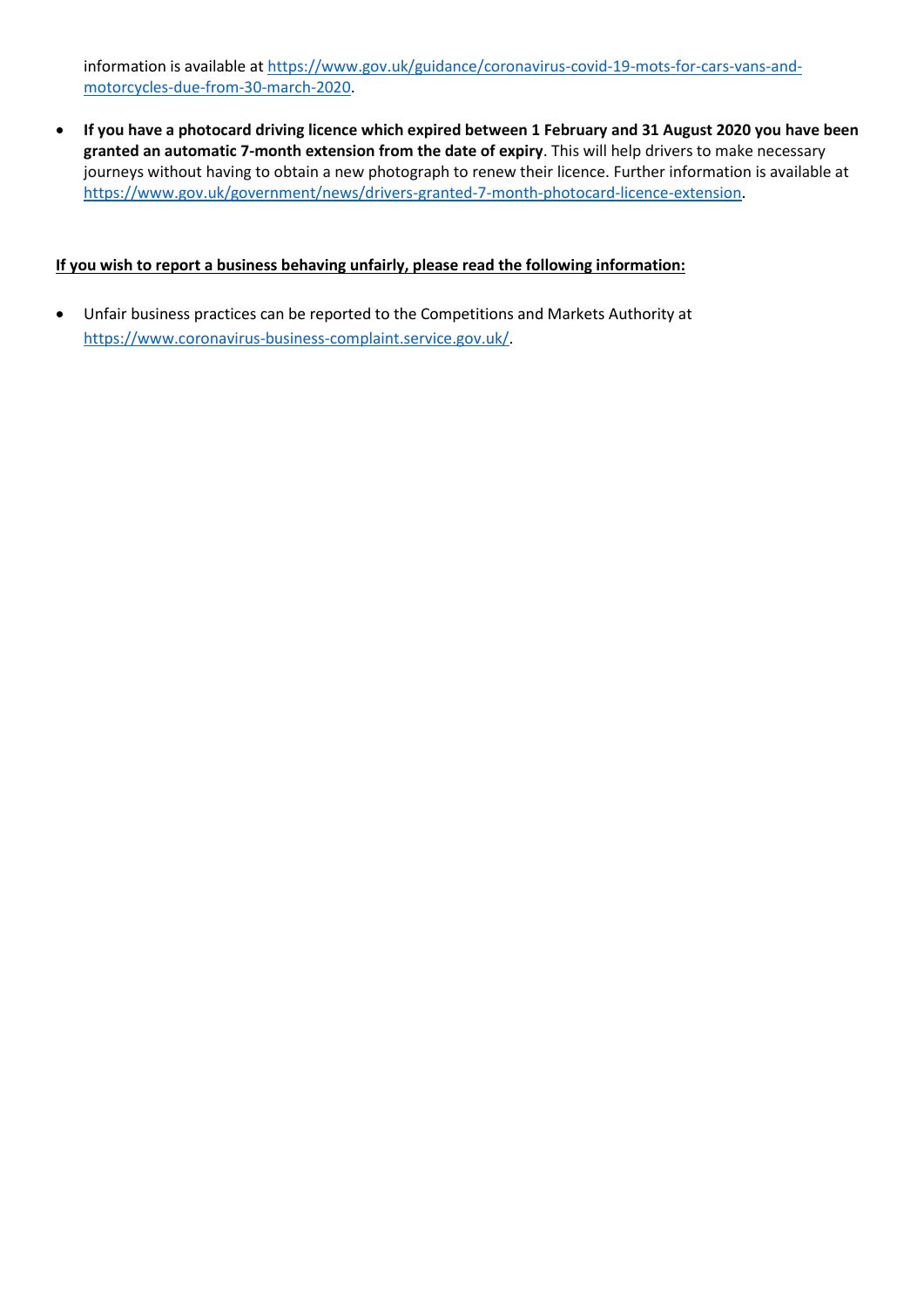information is available at [https://www.gov.uk/guidance/coronavirus-covid-19-mots-for-cars-vans-and-motorcycles-due-from-30-march-2020](https://www.gov.uk/guidance/coronavirus-covid-19-mots-for-cars-vans-and-motorcycles-due-from-30-march-2020).

- **If you have a photocard driving licence which expired between 1 February and 31 August 2020 you have been granted an automatic 7-month extension from the date of expiry**. This will help drivers to make necessary journeys without having to obtain a new photograph to renew their licence. Further information is available at [https://www.gov.uk/government/news/drivers-granted-7-month-photocard-licence-extension](https://www.gov.uk/government/news/drivers-granted-7-month-photocard-licence-extension).

**<u>If you wish to report a business behaving unfairly, please read the following information:</u>**

- Unfair business practices can be reported to the Competitions and Markets Authority at [https://www.coronavirus-business-complaint.service.gov.uk/](https://www.coronavirus-business-complaint.service.gov.uk/).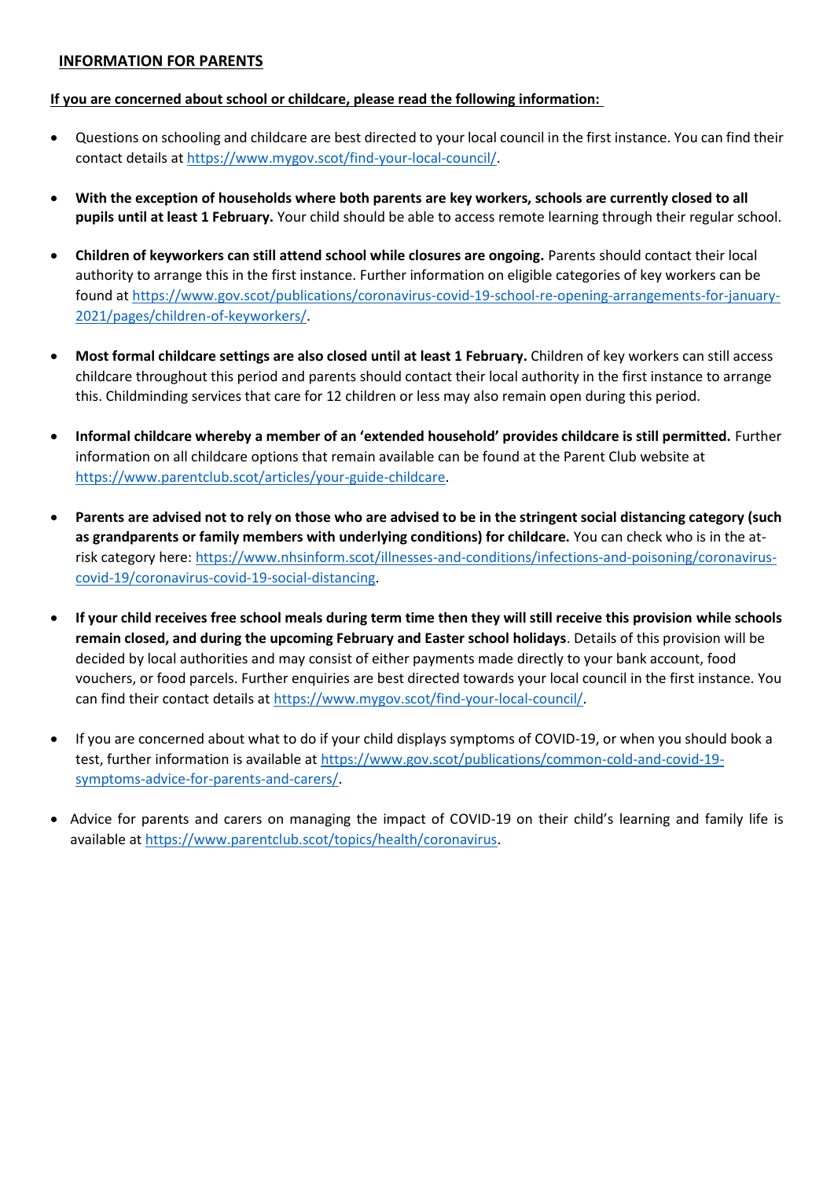## INFORMATION FOR PARENTS

**If you are concerned about school or childcare, please read the following information:**

- Questions on schooling and childcare are best directed to your local council in the first instance. You can find their contact details at https://www.mygov.scot/find-your-local-council/.

- **With the exception of households where both parents are key workers, schools are currently closed to all pupils until at least 1 February.** Your child should be able to access remote learning through their regular school.

- **Children of keyworkers can still attend school while closures are ongoing.** Parents should contact their local authority to arrange this in the first instance. Further information on eligible categories of key workers can be found at https://www.gov.scot/publications/coronavirus-covid-19-school-re-opening-arrangements-for-january-2021/pages/children-of-keyworkers/.

- **Most formal childcare settings are also closed until at least 1 February.** Children of key workers can still access childcare throughout this period and parents should contact their local authority in the first instance to arrange this. Childminding services that care for 12 children or less may also remain open during this period.

- **Informal childcare whereby a member of an 'extended household' provides childcare is still permitted.** Further information on all childcare options that remain available can be found at the Parent Club website at https://www.parentclub.scot/articles/your-guide-childcare.

- **Parents are advised not to rely on those who are advised to be in the stringent social distancing category (such as grandparents or family members with underlying conditions) for childcare.** You can check who is in the at-risk category here: https://www.nhsinform.scot/illnesses-and-conditions/infections-and-poisoning/coronavirus-covid-19/coronavirus-covid-19-social-distancing.

- **If your child receives free school meals during term time then they will still receive this provision while schools remain closed, and during the upcoming February and Easter school holidays**. Details of this provision will be decided by local authorities and may consist of either payments made directly to your bank account, food vouchers, or food parcels. Further enquiries are best directed towards your local council in the first instance. You can find their contact details at https://www.mygov.scot/find-your-local-council/.

- If you are concerned about what to do if your child displays symptoms of COVID-19, or when you should book a test, further information is available at https://www.gov.scot/publications/common-cold-and-covid-19-symptoms-advice-for-parents-and-carers/.

- Advice for parents and carers on managing the impact of COVID-19 on their child's learning and family life is available at https://www.parentclub.scot/topics/health/coronavirus.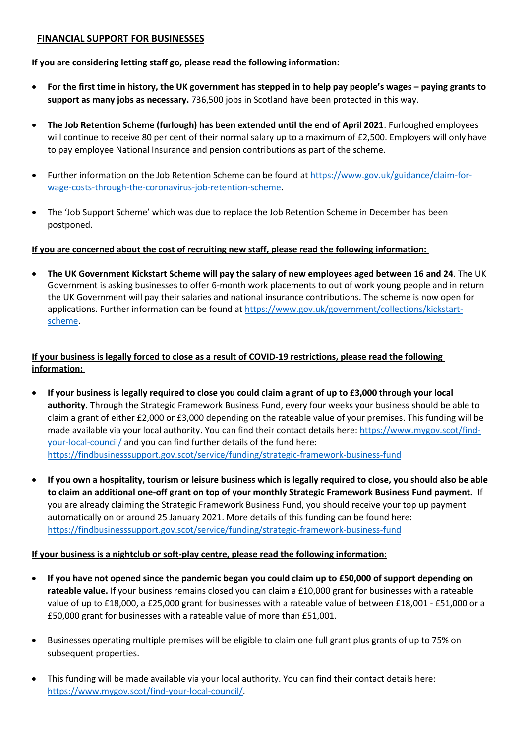## FINANCIAL SUPPORT FOR BUSINESSES

**If you are considering letting staff go, please read the following information:**

- **For the first time in history, the UK government has stepped in to help pay people's wages – paying grants to support as many jobs as necessary.** 736,500 jobs in Scotland have been protected in this way.
- **The Job Retention Scheme (furlough) has been extended until the end of April 2021**. Furloughed employees will continue to receive 80 per cent of their normal salary up to a maximum of £2,500. Employers will only have to pay employee National Insurance and pension contributions as part of the scheme.
- Further information on the Job Retention Scheme can be found at https://www.gov.uk/guidance/claim-for-wage-costs-through-the-coronavirus-job-retention-scheme.
- The 'Job Support Scheme' which was due to replace the Job Retention Scheme in December has been postponed.

**If you are concerned about the cost of recruiting new staff, please read the following information:**

- **The UK Government Kickstart Scheme will pay the salary of new employees aged between 16 and 24**. The UK Government is asking businesses to offer 6-month work placements to out of work young people and in return the UK Government will pay their salaries and national insurance contributions. The scheme is now open for applications. Further information can be found at https://www.gov.uk/government/collections/kickstart-scheme.

**If your business is legally forced to close as a result of COVID-19 restrictions, please read the following information:**

- **If your business is legally required to close you could claim a grant of up to £3,000 through your local authority.** Through the Strategic Framework Business Fund, every four weeks your business should be able to claim a grant of either £2,000 or £3,000 depending on the rateable value of your premises. This funding will be made available via your local authority. You can find their contact details here: https://www.mygov.scot/find-your-local-council/ and you can find further details of the fund here: https://findbusinesssupport.gov.scot/service/funding/strategic-framework-business-fund
- **If you own a hospitality, tourism or leisure business which is legally required to close, you should also be able to claim an additional one-off grant on top of your monthly Strategic Framework Business Fund payment.** If you are already claiming the Strategic Framework Business Fund, you should receive your top up payment automatically on or around 25 January 2021. More details of this funding can be found here: https://findbusinesssupport.gov.scot/service/funding/strategic-framework-business-fund

**If your business is a nightclub or soft-play centre, please read the following information:**

- **If you have not opened since the pandemic began you could claim up to £50,000 of support depending on rateable value.** If your business remains closed you can claim a £10,000 grant for businesses with a rateable value of up to £18,000, a £25,000 grant for businesses with a rateable value of between £18,001 - £51,000 or a £50,000 grant for businesses with a rateable value of more than £51,001.
- Businesses operating multiple premises will be eligible to claim one full grant plus grants of up to 75% on subsequent properties.
- This funding will be made available via your local authority. You can find their contact details here: https://www.mygov.scot/find-your-local-council/.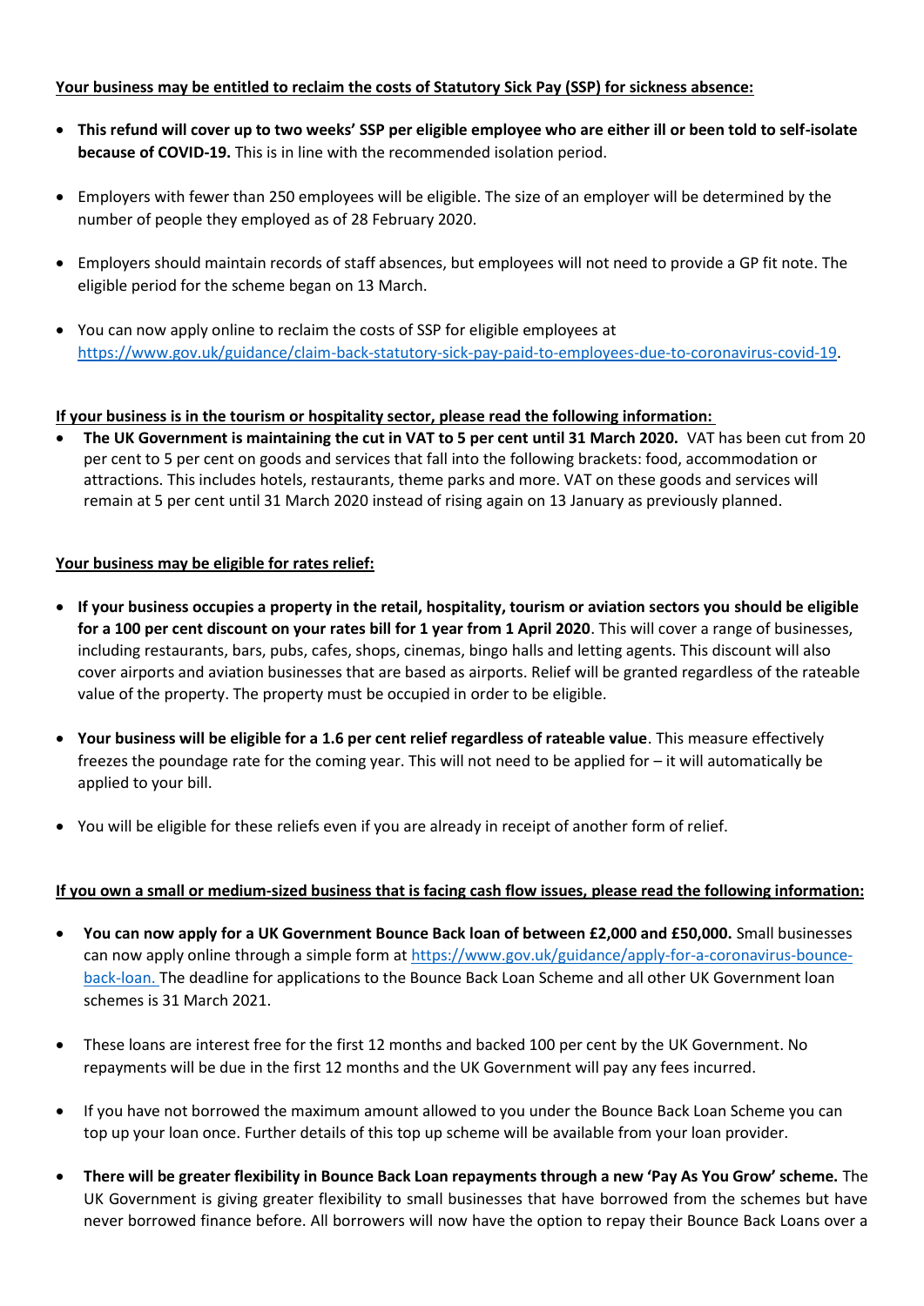**Your business may be entitled to reclaim the costs of Statutory Sick Pay (SSP) for sickness absence:**

- **This refund will cover up to two weeks' SSP per eligible employee who are either ill or been told to self-isolate because of COVID-19.** This is in line with the recommended isolation period.

- Employers with fewer than 250 employees will be eligible. The size of an employer will be determined by the number of people they employed as of 28 February 2020.

- Employers should maintain records of staff absences, but employees will not need to provide a GP fit note. The eligible period for the scheme began on 13 March.

- You can now apply online to reclaim the costs of SSP for eligible employees at [https://www.gov.uk/guidance/claim-back-statutory-sick-pay-paid-to-employees-due-to-coronavirus-covid-19](https://www.gov.uk/guidance/claim-back-statutory-sick-pay-paid-to-employees-due-to-coronavirus-covid-19).

**If your business is in the tourism or hospitality sector, please read the following information:**

- **The UK Government is maintaining the cut in VAT to 5 per cent until 31 March 2020.** VAT has been cut from 20 per cent to 5 per cent on goods and services that fall into the following brackets: food, accommodation or attractions. This includes hotels, restaurants, theme parks and more. VAT on these goods and services will remain at 5 per cent until 31 March 2020 instead of rising again on 13 January as previously planned.

**Your business may be eligible for rates relief:**

- **If your business occupies a property in the retail, hospitality, tourism or aviation sectors you should be eligible for a 100 per cent discount on your rates bill for 1 year from 1 April 2020**. This will cover a range of businesses, including restaurants, bars, pubs, cafes, shops, cinemas, bingo halls and letting agents. This discount will also cover airports and aviation businesses that are based as airports. Relief will be granted regardless of the rateable value of the property. The property must be occupied in order to be eligible.

- **Your business will be eligible for a 1.6 per cent relief regardless of rateable value**. This measure effectively freezes the poundage rate for the coming year. This will not need to be applied for – it will automatically be applied to your bill.

- You will be eligible for these reliefs even if you are already in receipt of another form of relief.

**If you own a small or medium-sized business that is facing cash flow issues, please read the following information:**

- **You can now apply for a UK Government Bounce Back loan of between £2,000 and £50,000.** Small businesses can now apply online through a simple form at [https://www.gov.uk/guidance/apply-for-a-coronavirus-bounce-back-loan.](https://www.gov.uk/guidance/apply-for-a-coronavirus-bounce-back-loan) The deadline for applications to the Bounce Back Loan Scheme and all other UK Government loan schemes is 31 March 2021.

- These loans are interest free for the first 12 months and backed 100 per cent by the UK Government. No repayments will be due in the first 12 months and the UK Government will pay any fees incurred.

- If you have not borrowed the maximum amount allowed to you under the Bounce Back Loan Scheme you can top up your loan once. Further details of this top up scheme will be available from your loan provider.

- **There will be greater flexibility in Bounce Back Loan repayments through a new 'Pay As You Grow' scheme.** The UK Government is giving greater flexibility to small businesses that have borrowed from the schemes but have never borrowed finance before. All borrowers will now have the option to repay their Bounce Back Loans over a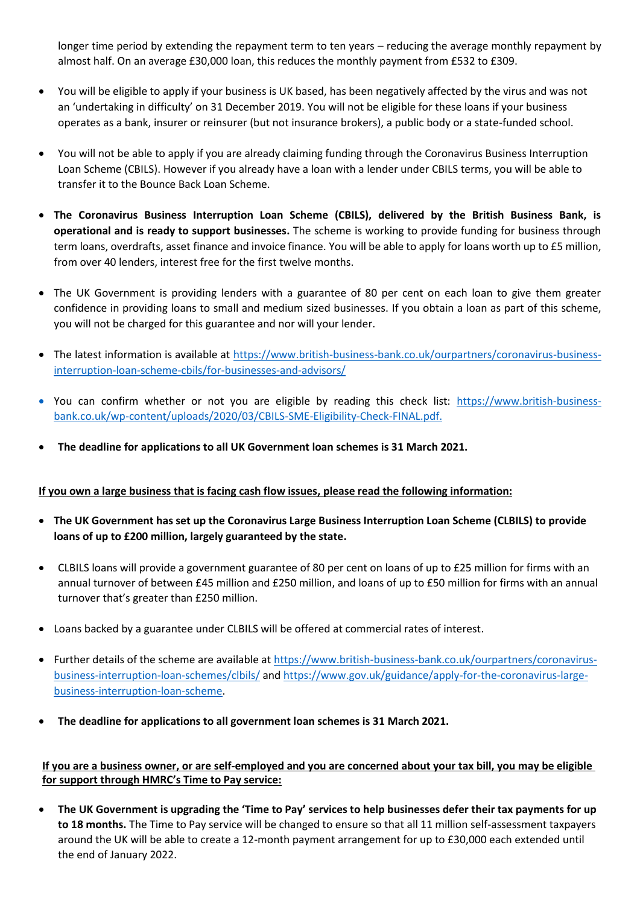longer time period by extending the repayment term to ten years – reducing the average monthly repayment by almost half. On an average £30,000 loan, this reduces the monthly payment from £532 to £309.

- You will be eligible to apply if your business is UK based, has been negatively affected by the virus and was not an 'undertaking in difficulty' on 31 December 2019. You will not be eligible for these loans if your business operates as a bank, insurer or reinsurer (but not insurance brokers), a public body or a state-funded school.

- You will not be able to apply if you are already claiming funding through the Coronavirus Business Interruption Loan Scheme (CBILS). However if you already have a loan with a lender under CBILS terms, you will be able to transfer it to the Bounce Back Loan Scheme.

- **The Coronavirus Business Interruption Loan Scheme (CBILS), delivered by the British Business Bank, is operational and is ready to support businesses.** The scheme is working to provide funding for business through term loans, overdrafts, asset finance and invoice finance. You will be able to apply for loans worth up to £5 million, from over 40 lenders, interest free for the first twelve months.

- The UK Government is providing lenders with a guarantee of 80 per cent on each loan to give them greater confidence in providing loans to small and medium sized businesses. If you obtain a loan as part of this scheme, you will not be charged for this guarantee and nor will your lender.

- The latest information is available at https://www.british-business-bank.co.uk/ourpartners/coronavirus-business-interruption-loan-scheme-cbils/for-businesses-and-advisors/

- You can confirm whether or not you are eligible by reading this check list: https://www.british-business-bank.co.uk/wp-content/uploads/2020/03/CBILS-SME-Eligibility-Check-FINAL.pdf.

- **The deadline for applications to all UK Government loan schemes is 31 March 2021.**

**If you own a large business that is facing cash flow issues, please read the following information:**

- **The UK Government has set up the Coronavirus Large Business Interruption Loan Scheme (CLBILS) to provide loans of up to £200 million, largely guaranteed by the state.**

- CLBILS loans will provide a government guarantee of 80 per cent on loans of up to £25 million for firms with an annual turnover of between £45 million and £250 million, and loans of up to £50 million for firms with an annual turnover that's greater than £250 million.

- Loans backed by a guarantee under CLBILS will be offered at commercial rates of interest.

- Further details of the scheme are available at https://www.british-business-bank.co.uk/ourpartners/coronavirus-business-interruption-loan-schemes/clbils/ and https://www.gov.uk/guidance/apply-for-the-coronavirus-large-business-interruption-loan-scheme.

- **The deadline for applications to all government loan schemes is 31 March 2021.**

**If you are a business owner, or are self-employed and you are concerned about your tax bill, you may be eligible for support through HMRC's Time to Pay service:**

- **The UK Government is upgrading the 'Time to Pay' services to help businesses defer their tax payments for up to 18 months.** The Time to Pay service will be changed to ensure so that all 11 million self-assessment taxpayers around the UK will be able to create a 12-month payment arrangement for up to £30,000 each extended until the end of January 2022.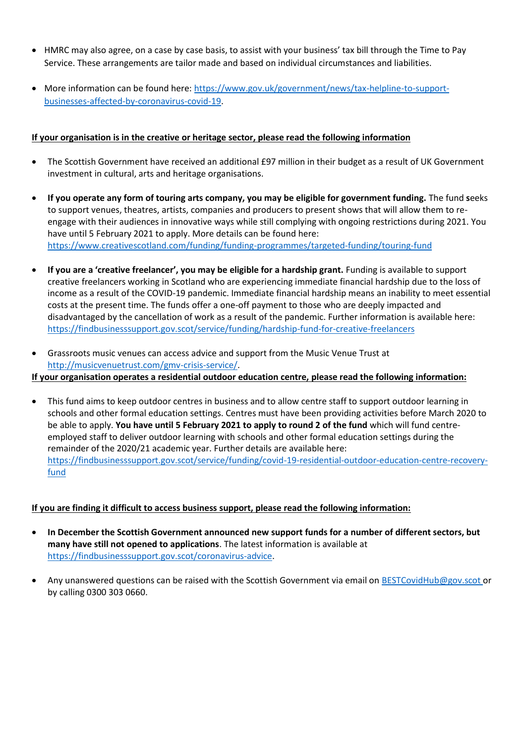- HMRC may also agree, on a case by case basis, to assist with your business' tax bill through the Time to Pay Service. These arrangements are tailor made and based on individual circumstances and liabilities.

- More information can be found here: https://www.gov.uk/government/news/tax-helpline-to-support-businesses-affected-by-coronavirus-covid-19.

**If your organisation is in the creative or heritage sector, please read the following information**

- The Scottish Government have received an additional £97 million in their budget as a result of UK Government investment in cultural, arts and heritage organisations.

- **If you operate any form of touring arts company, you may be eligible for government funding.** The fund seeks to support venues, theatres, artists, companies and producers to present shows that will allow them to re-engage with their audiences in innovative ways while still complying with ongoing restrictions during 2021. You have until 5 February 2021 to apply. More details can be found here: https://www.creativescotland.com/funding/funding-programmes/targeted-funding/touring-fund

- **If you are a 'creative freelancer', you may be eligible for a hardship grant.** Funding is available to support creative freelancers working in Scotland who are experiencing immediate financial hardship due to the loss of income as a result of the COVID-19 pandemic. Immediate financial hardship means an inability to meet essential costs at the present time. The funds offer a one-off payment to those who are deeply impacted and disadvantaged by the cancellation of work as a result of the pandemic. Further information is available here: https://findbusinesssupport.gov.scot/service/funding/hardship-fund-for-creative-freelancers

- Grassroots music venues can access advice and support from the Music Venue Trust at http://musicvenuetrust.com/gmv-crisis-service/.

**If your organisation operates a residential outdoor education centre, please read the following information:**

- This fund aims to keep outdoor centres in business and to allow centre staff to support outdoor learning in schools and other formal education settings. Centres must have been providing activities before March 2020 to be able to apply. **You have until 5 February 2021 to apply to round 2 of the fund** which will fund centre-employed staff to deliver outdoor learning with schools and other formal education settings during the remainder of the 2020/21 academic year. Further details are available here: https://findbusinesssupport.gov.scot/service/funding/covid-19-residential-outdoor-education-centre-recovery-fund

**If you are finding it difficult to access business support, please read the following information:**

- **In December the Scottish Government announced new support funds for a number of different sectors, but many have still not opened to applications**. The latest information is available at https://findbusinesssupport.gov.scot/coronavirus-advice.

- Any unanswered questions can be raised with the Scottish Government via email on BESTCovidHub@gov.scot or by calling 0300 303 0660.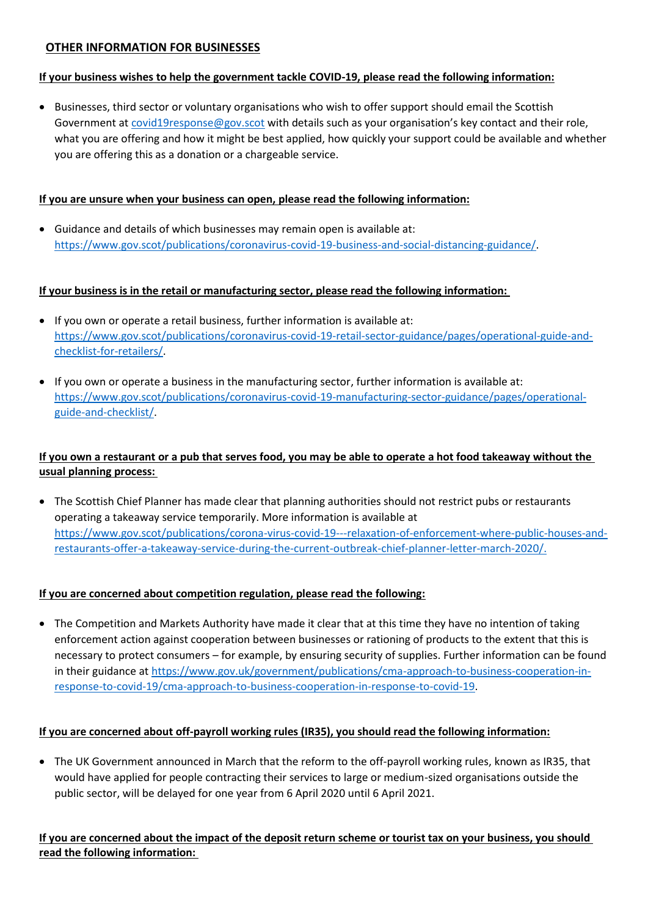## OTHER INFORMATION FOR BUSINESSES

**If your business wishes to help the government tackle COVID-19, please read the following information:**

- Businesses, third sector or voluntary organisations who wish to offer support should email the Scottish Government at covid19response@gov.scot with details such as your organisation's key contact and their role, what you are offering and how it might be best applied, how quickly your support could be available and whether you are offering this as a donation or a chargeable service.

**If you are unsure when your business can open, please read the following information:**

- Guidance and details of which businesses may remain open is available at: https://www.gov.scot/publications/coronavirus-covid-19-business-and-social-distancing-guidance/.

**If your business is in the retail or manufacturing sector, please read the following information:**

- If you own or operate a retail business, further information is available at: https://www.gov.scot/publications/coronavirus-covid-19-retail-sector-guidance/pages/operational-guide-and-checklist-for-retailers/.

- If you own or operate a business in the manufacturing sector, further information is available at: https://www.gov.scot/publications/coronavirus-covid-19-manufacturing-sector-guidance/pages/operational-guide-and-checklist/.

**If you own a restaurant or a pub that serves food, you may be able to operate a hot food takeaway without the usual planning process:**

- The Scottish Chief Planner has made clear that planning authorities should not restrict pubs or restaurants operating a takeaway service temporarily. More information is available at https://www.gov.scot/publications/corona-virus-covid-19---relaxation-of-enforcement-where-public-houses-and-restaurants-offer-a-takeaway-service-during-the-current-outbreak-chief-planner-letter-march-2020/.

**If you are concerned about competition regulation, please read the following:**

- The Competition and Markets Authority have made it clear that at this time they have no intention of taking enforcement action against cooperation between businesses or rationing of products to the extent that this is necessary to protect consumers – for example, by ensuring security of supplies. Further information can be found in their guidance at https://www.gov.uk/government/publications/cma-approach-to-business-cooperation-in-response-to-covid-19/cma-approach-to-business-cooperation-in-response-to-covid-19.

**If you are concerned about off-payroll working rules (IR35), you should read the following information:**

- The UK Government announced in March that the reform to the off-payroll working rules, known as IR35, that would have applied for people contracting their services to large or medium-sized organisations outside the public sector, will be delayed for one year from 6 April 2020 until 6 April 2021.

**If you are concerned about the impact of the deposit return scheme or tourist tax on your business, you should read the following information:**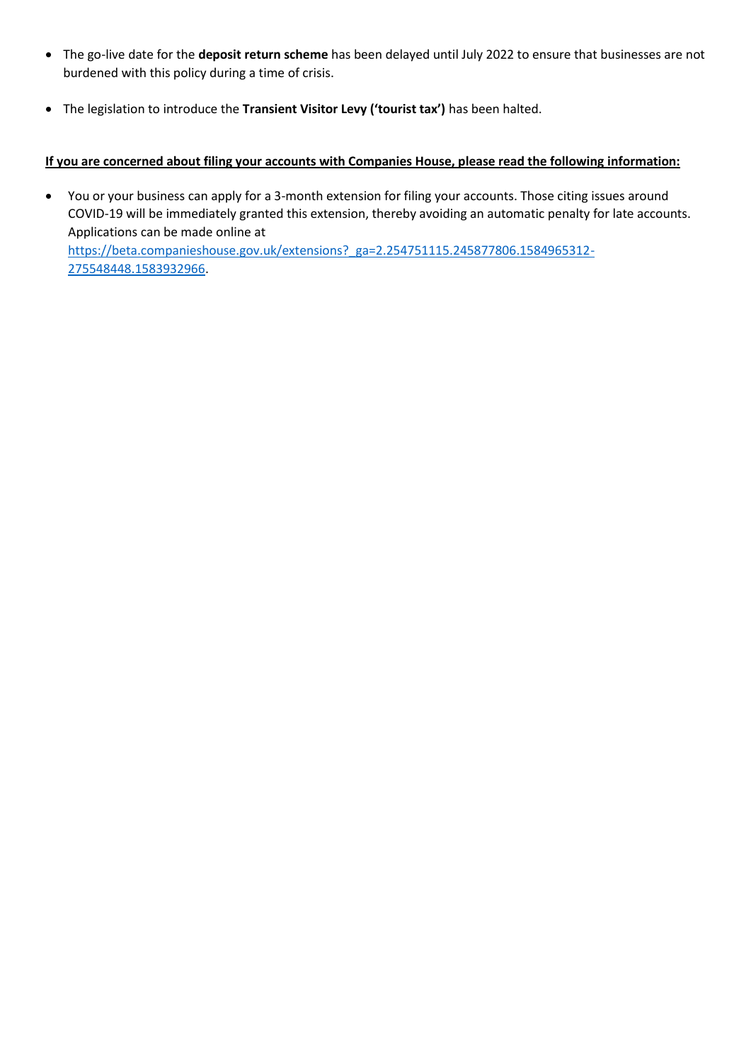- The go-live date for the **deposit return scheme** has been delayed until July 2022 to ensure that businesses are not burdened with this policy during a time of crisis.

- The legislation to introduce the **Transient Visitor Levy ('tourist tax')** has been halted.

**If you are concerned about filing your accounts with Companies House, please read the following information:**

- You or your business can apply for a 3-month extension for filing your accounts. Those citing issues around COVID-19 will be immediately granted this extension, thereby avoiding an automatic penalty for late accounts. Applications can be made online at [https://beta.companieshouse.gov.uk/extensions?_ga=2.254751115.245877806.1584965312-275548448.1583932966](https://beta.companieshouse.gov.uk/extensions?_ga=2.254751115.245877806.1584965312-275548448.1583932966).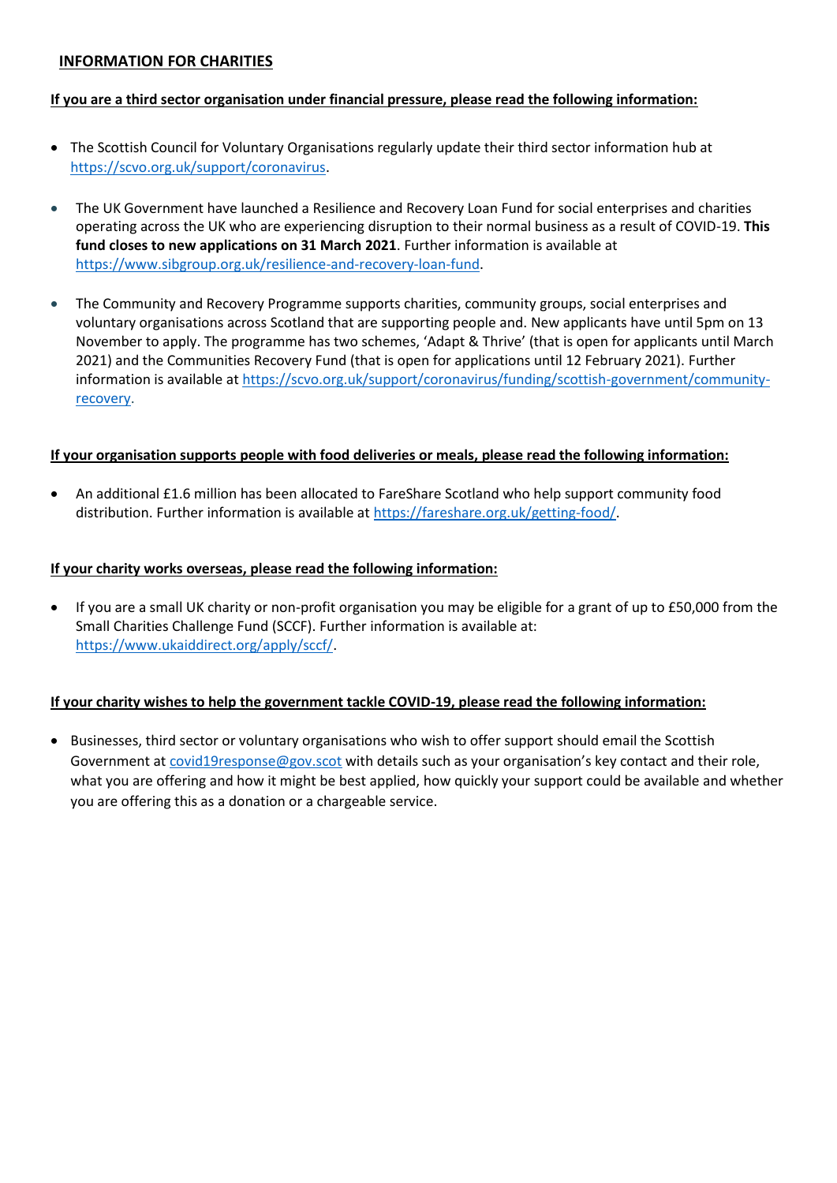## INFORMATION FOR CHARITIES

**If you are a third sector organisation under financial pressure, please read the following information:**

- The Scottish Council for Voluntary Organisations regularly update their third sector information hub at https://scvo.org.uk/support/coronavirus.
- The UK Government have launched a Resilience and Recovery Loan Fund for social enterprises and charities operating across the UK who are experiencing disruption to their normal business as a result of COVID-19. **This fund closes to new applications on 31 March 2021**. Further information is available at https://www.sibgroup.org.uk/resilience-and-recovery-loan-fund.
- The Community and Recovery Programme supports charities, community groups, social enterprises and voluntary organisations across Scotland that are supporting people and. New applicants have until 5pm on 13 November to apply. The programme has two schemes, 'Adapt & Thrive' (that is open for applicants until March 2021) and the Communities Recovery Fund (that is open for applications until 12 February 2021). Further information is available at https://scvo.org.uk/support/coronavirus/funding/scottish-government/community-recovery.

**If your organisation supports people with food deliveries or meals, please read the following information:**

- An additional £1.6 million has been allocated to FareShare Scotland who help support community food distribution. Further information is available at https://fareshare.org.uk/getting-food/.

**If your charity works overseas, please read the following information:**

- If you are a small UK charity or non-profit organisation you may be eligible for a grant of up to £50,000 from the Small Charities Challenge Fund (SCCF). Further information is available at: https://www.ukaiddirect.org/apply/sccf/.

**If your charity wishes to help the government tackle COVID-19, please read the following information:**

- Businesses, third sector or voluntary organisations who wish to offer support should email the Scottish Government at covid19response@gov.scot with details such as your organisation's key contact and their role, what you are offering and how it might be best applied, how quickly your support could be available and whether you are offering this as a donation or a chargeable service.